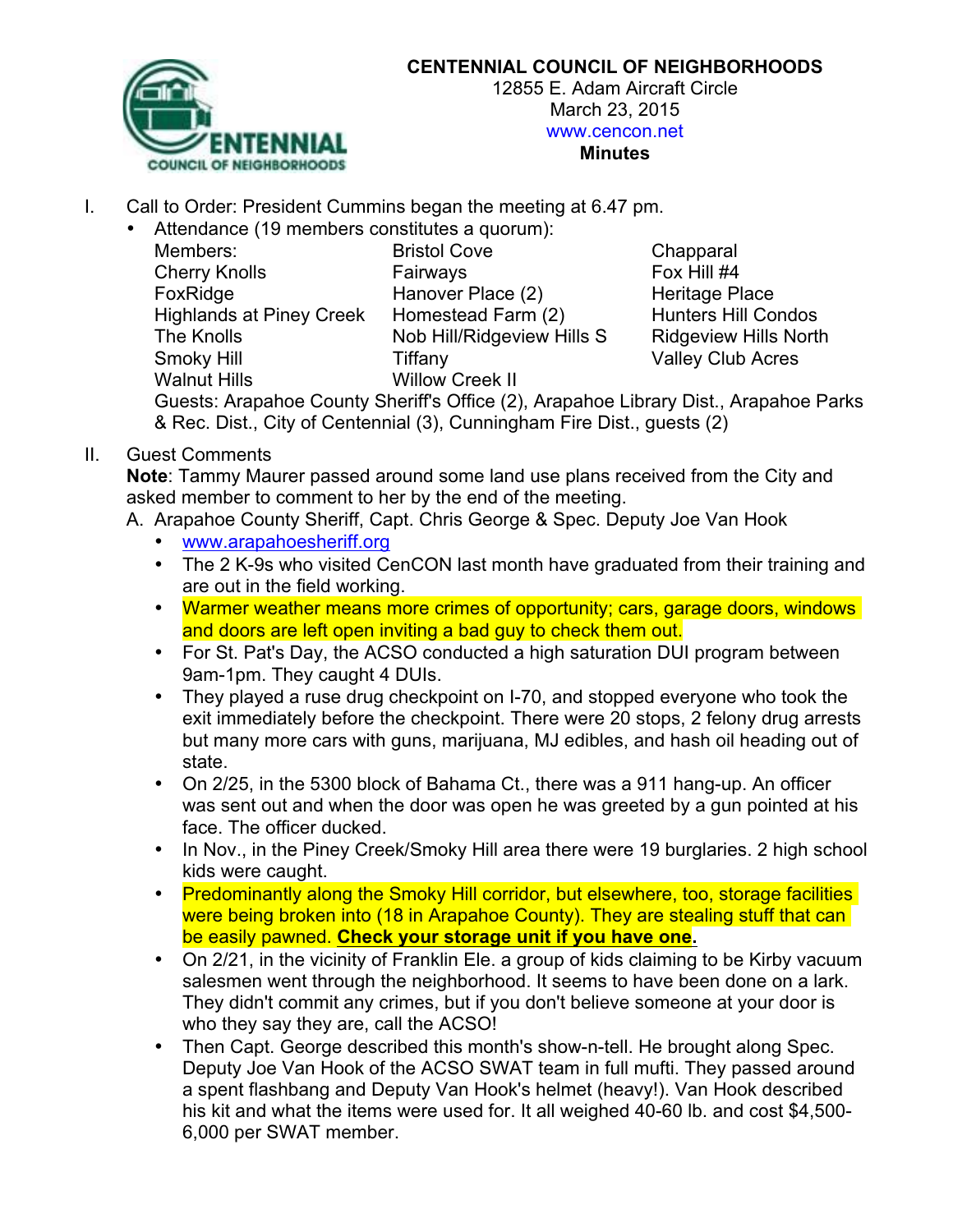# CENTENNIAL COUNCIL OF NEIGHBORHOODS

12855 E. Adam Aircraft Circle
March 23, 2015
www.cencon.net
**Minutes**

I. Call to Order: President Cummins began the meeting at 6.47 pm.
   - Attendance (19 members constitutes a quorum):

| Members: | Bristol Cove | Chapparal |
|---|---|---|
| Cherry Knolls | Fairways | Fox Hill #4 |
| FoxRidge | Hanover Place (2) | Heritage Place |
| Highlands at Piney Creek | Homestead Farm (2) | Hunters Hill Condos |
| The Knolls | Nob Hill/Ridgeview Hills S | Ridgeview Hills North |
| Smoky Hill | Tiffany | Valley Club Acres |
| Walnut Hills | Willow Creek II | |

   Guests: Arapahoe County Sheriff's Office (2), Arapahoe Library Dist., Arapahoe Parks & Rec. Dist., City of Centennial (3), Cunningham Fire Dist., guests (2)

II. Guest Comments

**Note**: Tammy Maurer passed around some land use plans received from the City and asked member to comment to her by the end of the meeting.

A. Arapahoe County Sheriff, Capt. Chris George & Spec. Deputy Joe Van Hook
   - www.arapahoesheriff.org
   - The 2 K-9s who visited CenCON last month have graduated from their training and are out in the field working.
   - Warmer weather means more crimes of opportunity; cars, garage doors, windows and doors are left open inviting a bad guy to check them out.
   - For St. Pat's Day, the ACSO conducted a high saturation DUI program between 9am-1pm. They caught 4 DUIs.
   - They played a ruse drug checkpoint on I-70, and stopped everyone who took the exit immediately before the checkpoint. There were 20 stops, 2 felony drug arrests but many more cars with guns, marijuana, MJ edibles, and hash oil heading out of state.
   - On 2/25, in the 5300 block of Bahama Ct., there was a 911 hang-up. An officer was sent out and when the door was open he was greeted by a gun pointed at his face. The officer ducked.
   - In Nov., in the Piney Creek/Smoky Hill area there were 19 burglaries. 2 high school kids were caught.
   - Predominantly along the Smoky Hill corridor, but elsewhere, too, storage facilities were being broken into (18 in Arapahoe County). They are stealing stuff that can be easily pawned. **Check your storage unit if you have one**.
   - On 2/21, in the vicinity of Franklin Ele. a group of kids claiming to be Kirby vacuum salesmen went through the neighborhood. It seems to have been done on a lark. They didn't commit any crimes, but if you don't believe someone at your door is who they say they are, call the ACSO!
   - Then Capt. George described this month's show-n-tell. He brought along Spec. Deputy Joe Van Hook of the ACSO SWAT team in full mufti. They passed around a spent flashbang and Deputy Van Hook's helmet (heavy!). Van Hook described his kit and what the items were used for. It all weighed 40-60 lb. and cost $4,500-6,000 per SWAT member.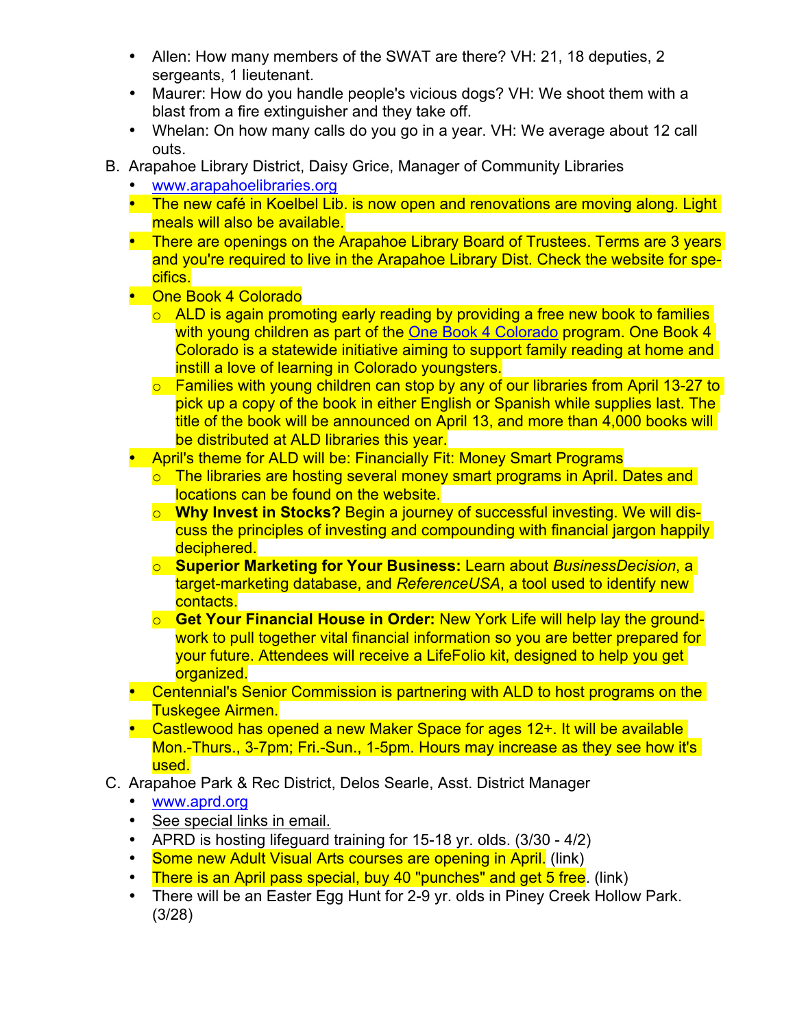- Allen: How many members of the SWAT are there? VH: 21, 18 deputies, 2 sergeants, 1 lieutenant.
- Maurer: How do you handle people's vicious dogs? VH: We shoot them with a blast from a fire extinguisher and they take off.
- Whelan: On how many calls do you go in a year. VH: We average about 12 call outs.

B. Arapahoe Library District, Daisy Grice, Manager of Community Libraries

- www.arapahoelibraries.org
- The new café in Koelbel Lib. is now open and renovations are moving along. Light meals will also be available.
- There are openings on the Arapahoe Library Board of Trustees. Terms are 3 years and you're required to live in the Arapahoe Library Dist. Check the website for specifics.
- One Book 4 Colorado
  - ALD is again promoting early reading by providing a free new book to families with young children as part of the One Book 4 Colorado program. One Book 4 Colorado is a statewide initiative aiming to support family reading at home and instill a love of learning in Colorado youngsters.
  - Families with young children can stop by any of our libraries from April 13-27 to pick up a copy of the book in either English or Spanish while supplies last. The title of the book will be announced on April 13, and more than 4,000 books will be distributed at ALD libraries this year.
- April's theme for ALD will be: Financially Fit: Money Smart Programs
  - The libraries are hosting several money smart programs in April. Dates and locations can be found on the website.
  - **Why Invest in Stocks?** Begin a journey of successful investing. We will discuss the principles of investing and compounding with financial jargon happily deciphered.
  - **Superior Marketing for Your Business:** Learn about *BusinessDecision*, a target-marketing database, and *ReferenceUSA*, a tool used to identify new contacts.
  - **Get Your Financial House in Order:** New York Life will help lay the groundwork to pull together vital financial information so you are better prepared for your future. Attendees will receive a LifeFolio kit, designed to help you get organized.
- Centennial's Senior Commission is partnering with ALD to host programs on the Tuskegee Airmen.
- Castlewood has opened a new Maker Space for ages 12+. It will be available Mon.-Thurs., 3-7pm; Fri.-Sun., 1-5pm. Hours may increase as they see how it's used.

C. Arapahoe Park & Rec District, Delos Searle, Asst. District Manager

- www.aprd.org
- See special links in email.
- APRD is hosting lifeguard training for 15-18 yr. olds. (3/30 - 4/2)
- Some new Adult Visual Arts courses are opening in April. (link)
- There is an April pass special, buy 40 "punches" and get 5 free. (link)
- There will be an Easter Egg Hunt for 2-9 yr. olds in Piney Creek Hollow Park. (3/28)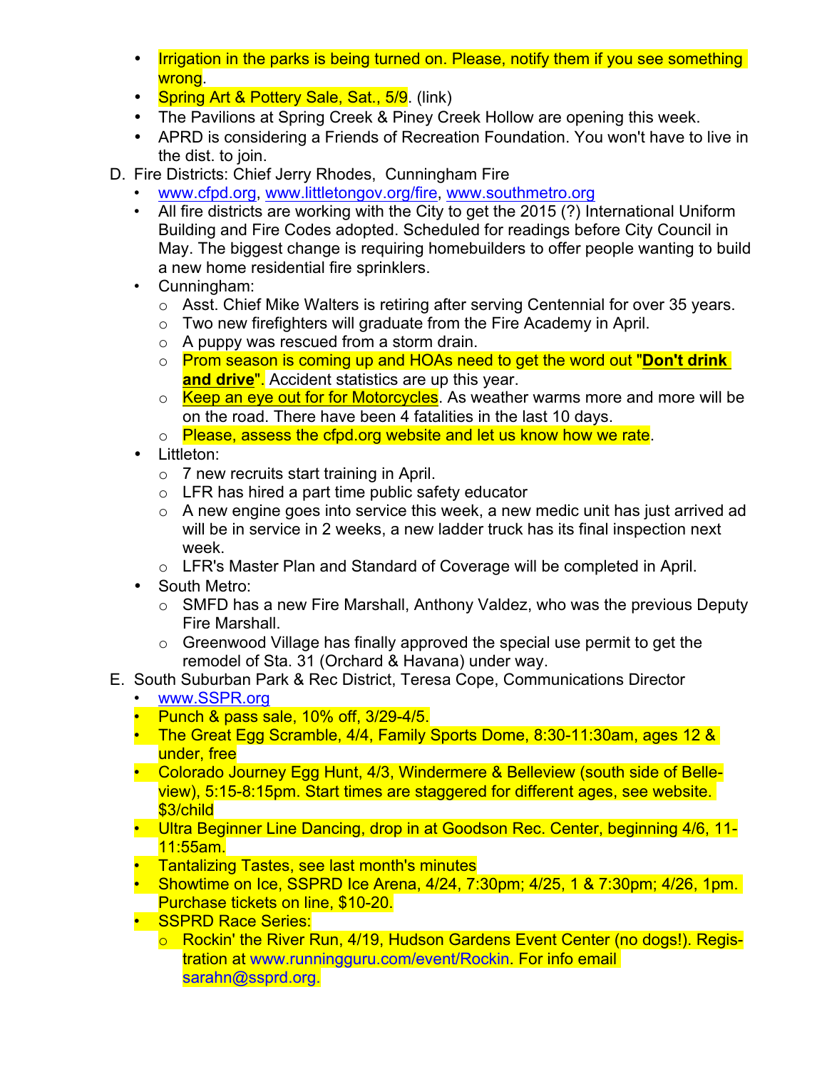- Irrigation in the parks is being turned on. Please, notify them if you see something wrong.
- Spring Art & Pottery Sale, Sat., 5/9. (link)
- The Pavilions at Spring Creek & Piney Creek Hollow are opening this week.
- APRD is considering a Friends of Recreation Foundation. You won't have to live in the dist. to join.

D. Fire Districts: Chief Jerry Rhodes, Cunningham Fire

- www.cfpd.org, www.littletongov.org/fire, www.southmetro.org
- All fire districts are working with the City to get the 2015 (?) International Uniform Building and Fire Codes adopted. Scheduled for readings before City Council in May. The biggest change is requiring homebuilders to offer people wanting to build a new home residential fire sprinklers.
- Cunningham:
  - Asst. Chief Mike Walters is retiring after serving Centennial for over 35 years.
  - Two new firefighters will graduate from the Fire Academy in April.
  - A puppy was rescued from a storm drain.
  - Prom season is coming up and HOAs need to get the word out "**Don't drink and drive**". Accident statistics are up this year.
  - Keep an eye out for for Motorcycles. As weather warms more and more will be on the road. There have been 4 fatalities in the last 10 days.
  - Please, assess the cfpd.org website and let us know how we rate.
- Littleton:
  - 7 new recruits start training in April.
  - LFR has hired a part time public safety educator
  - A new engine goes into service this week, a new medic unit has just arrived ad will be in service in 2 weeks, a new ladder truck has its final inspection next week.
  - LFR's Master Plan and Standard of Coverage will be completed in April.
- South Metro:
  - SMFD has a new Fire Marshall, Anthony Valdez, who was the previous Deputy Fire Marshall.
  - Greenwood Village has finally approved the special use permit to get the remodel of Sta. 31 (Orchard & Havana) under way.

E. South Suburban Park & Rec District, Teresa Cope, Communications Director

- www.SSPR.org
- Punch & pass sale, 10% off, 3/29-4/5.
- The Great Egg Scramble, 4/4, Family Sports Dome, 8:30-11:30am, ages 12 & under, free
- Colorado Journey Egg Hunt, 4/3, Windermere & Belleview (south side of Belleview), 5:15-8:15pm. Start times are staggered for different ages, see website. $3/child
- Ultra Beginner Line Dancing, drop in at Goodson Rec. Center, beginning 4/6, 11-11:55am.
- Tantalizing Tastes, see last month's minutes
- Showtime on Ice, SSPRD Ice Arena, 4/24, 7:30pm; 4/25, 1 & 7:30pm; 4/26, 1pm. Purchase tickets on line, $10-20.
- SSPRD Race Series:
  - Rockin' the River Run, 4/19, Hudson Gardens Event Center (no dogs!). Registration at www.runningguru.com/event/Rockin. For info email sarahn@ssprd.org.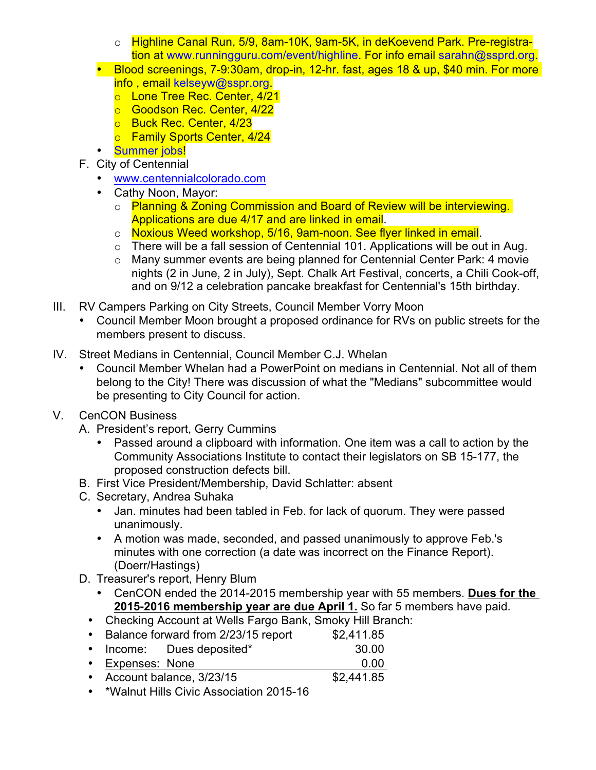- Highline Canal Run, 5/9, 8am-10K, 9am-5K, in deKoevend Park. Pre-registration at www.runningguru.com/event/highline. For info email sarahn@ssprd.org.
  - Blood screenings, 7-9:30am, drop-in, 12-hr. fast, ages 18 & up, $40 min. For more info , email kelseyw@sspr.org.
    - Lone Tree Rec. Center, 4/21
    - Goodson Rec. Center, 4/22
    - Buck Rec. Center, 4/23
    - Family Sports Center, 4/24
  - Summer jobs!

F. City of Centennial
  - www.centennialcolorado.com
  - Cathy Noon, Mayor:
    - Planning & Zoning Commission and Board of Review will be interviewing. Applications are due 4/17 and are linked in email.
    - Noxious Weed workshop, 5/16, 9am-noon. See flyer linked in email.
    - There will be a fall session of Centennial 101. Applications will be out in Aug.
    - Many summer events are being planned for Centennial Center Park: 4 movie nights (2 in June, 2 in July), Sept. Chalk Art Festival, concerts, a Chili Cook-off, and on 9/12 a celebration pancake breakfast for Centennial's 15th birthday.

III. RV Campers Parking on City Streets, Council Member Vorry Moon
  - Council Member Moon brought a proposed ordinance for RVs on public streets for the members present to discuss.

IV. Street Medians in Centennial, Council Member C.J. Whelan
  - Council Member Whelan had a PowerPoint on medians in Centennial. Not all of them belong to the City! There was discussion of what the "Medians" subcommittee would be presenting to City Council for action.

V. CenCON Business

A. President's report, Gerry Cummins
  - Passed around a clipboard with information. One item was a call to action by the Community Associations Institute to contact their legislators on SB 15-177, the proposed construction defects bill.

B. First Vice President/Membership, David Schlatter: absent

C. Secretary, Andrea Suhaka
  - Jan. minutes had been tabled in Feb. for lack of quorum. They were passed unanimously.
  - A motion was made, seconded, and passed unanimously to approve Feb.'s minutes with one correction (a date was incorrect on the Finance Report). (Doerr/Hastings)

D. Treasurer's report, Henry Blum
  - CenCON ended the 2014-2015 membership year with 55 members. **Dues for the 2015-2016 membership year are due April 1.** So far 5 members have paid.

- Checking Account at Wells Fargo Bank, Smoky Hill Branch:
- Balance forward from 2/23/15 report $2,411.85
- Income: Dues deposited* 30.00
- Expenses: None 0.00
- Account balance, 3/23/15 $2,441.85
- *Walnut Hills Civic Association 2015-16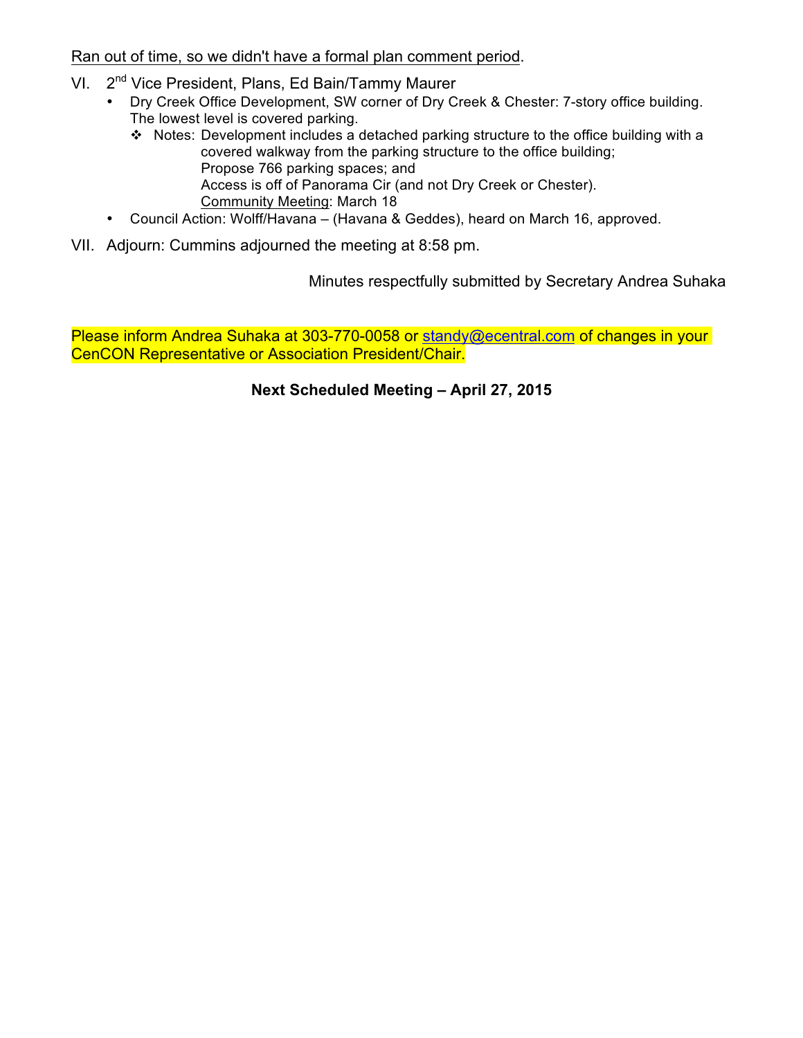<u>Ran out of time, so we didn't have a formal plan comment period</u>.

VI. 2nd Vice President, Plans, Ed Bain/Tammy Maurer

- Dry Creek Office Development, SW corner of Dry Creek & Chester: 7-story office building. The lowest level is covered parking.
    - Notes: Development includes a detached parking structure to the office building with a covered walkway from the parking structure to the office building;
      Propose 766 parking spaces; and
      Access is off of Panorama Cir (and not Dry Creek or Chester).
      <u>Community Meeting</u>: March 18
- Council Action: Wolff/Havana – (Havana & Geddes), heard on March 16, approved.

VII. Adjourn: Cummins adjourned the meeting at 8:58 pm.

Minutes respectfully submitted by Secretary Andrea Suhaka

Please inform Andrea Suhaka at 303-770-0058 or standy@ecentral.com of changes in your CenCON Representative or Association President/Chair.

**Next Scheduled Meeting – April 27, 2015**